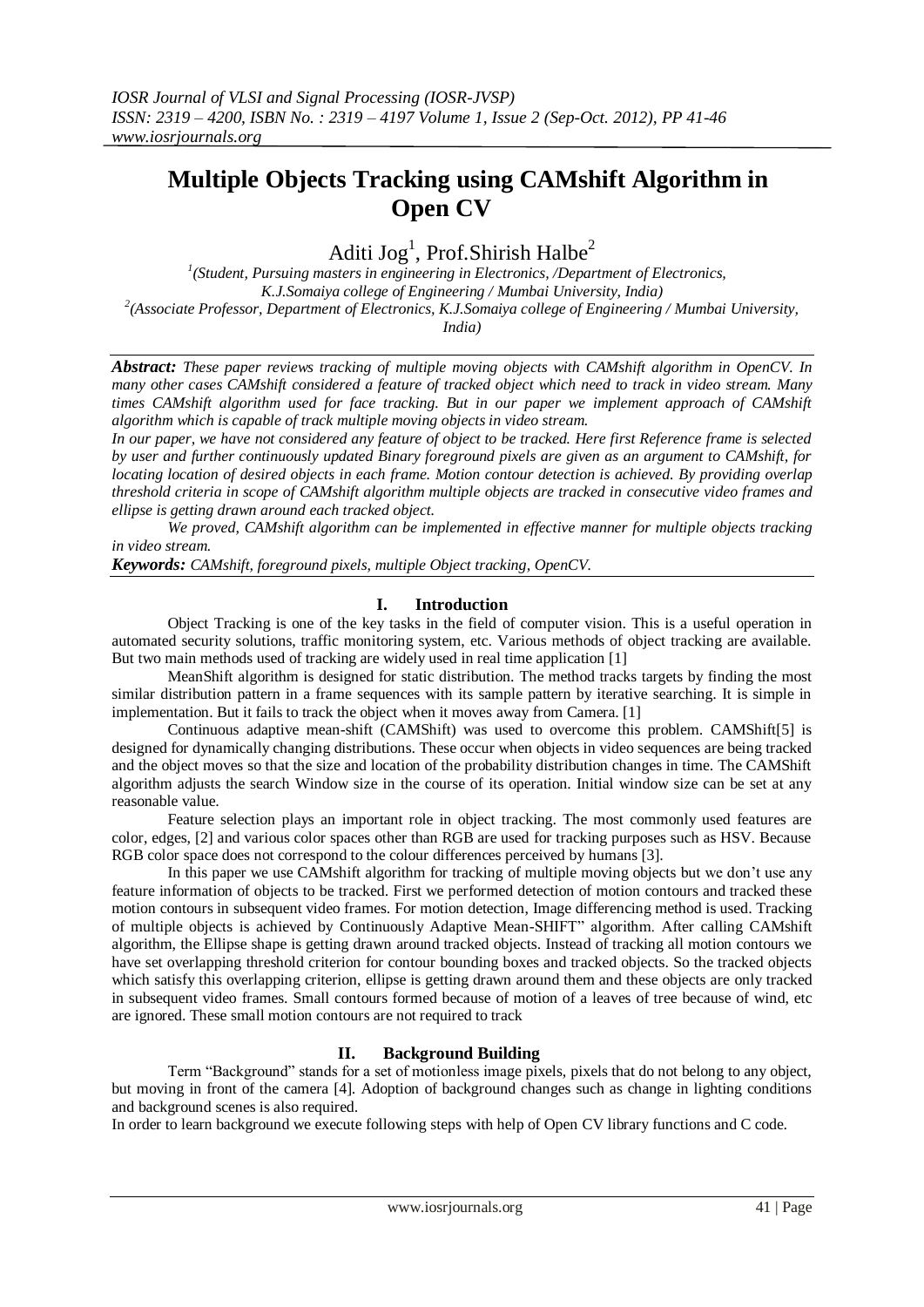# Multiple Objects Tracking using CAMshift Algorithm in Open CV

Aditi Jog[1], Prof.Shirish Halbe[2]

[1](Student, Pursuing masters in engineering in Electronics, /Department of Electronics, K.J.Somaiya college of Engineering / Mumbai University, India)
[2](Associate Professor, Department of Electronics, K.J.Somaiya college of Engineering / Mumbai University, India)

***Abstract:*** *These paper reviews tracking of multiple moving objects with CAMshift algorithm in OpenCV. In many other cases CAMshift considered a feature of tracked object which need to track in video stream. Many times CAMshift algorithm used for face tracking. But in our paper we implement approach of CAMshift algorithm which is capable of track multiple moving objects in video stream.*

*In our paper, we have not considered any feature of object to be tracked. Here first Reference frame is selected by user and further continuously updated Binary foreground pixels are given as an argument to CAMshift, for locating location of desired objects in each frame. Motion contour detection is achieved. By providing overlap threshold criteria in scope of CAMshift algorithm multiple objects are tracked in consecutive video frames and ellipse is getting drawn around each tracked object.*

*We proved, CAMshift algorithm can be implemented in effective manner for multiple objects tracking in video stream.*

***Keywords:*** *CAMshift, foreground pixels, multiple Object tracking, OpenCV.*

## I. Introduction

Object Tracking is one of the key tasks in the field of computer vision. This is a useful operation in automated security solutions, traffic monitoring system, etc. Various methods of object tracking are available. But two main methods used of tracking are widely used in real time application [1]

MeanShift algorithm is designed for static distribution. The method tracks targets by finding the most similar distribution pattern in a frame sequences with its sample pattern by iterative searching. It is simple in implementation. But it fails to track the object when it moves away from Camera. [1]

Continuous adaptive mean-shift (CAMShift) was used to overcome this problem. CAMShift[5] is designed for dynamically changing distributions. These occur when objects in video sequences are being tracked and the object moves so that the size and location of the probability distribution changes in time. The CAMShift algorithm adjusts the search Window size in the course of its operation. Initial window size can be set at any reasonable value.

Feature selection plays an important role in object tracking. The most commonly used features are color, edges, [2] and various color spaces other than RGB are used for tracking purposes such as HSV. Because RGB color space does not correspond to the colour differences perceived by humans [3].

In this paper we use CAMshift algorithm for tracking of multiple moving objects but we don't use any feature information of objects to be tracked. First we performed detection of motion contours and tracked these motion contours in subsequent video frames. For motion detection, Image differencing method is used. Tracking of multiple objects is achieved by Continuously Adaptive Mean-SHIFT" algorithm. After calling CAMshift algorithm, the Ellipse shape is getting drawn around tracked objects. Instead of tracking all motion contours we have set overlapping threshold criterion for contour bounding boxes and tracked objects. So the tracked objects which satisfy this overlapping criterion, ellipse is getting drawn around them and these objects are only tracked in subsequent video frames. Small contours formed because of motion of a leaves of tree because of wind, etc are ignored. These small motion contours are not required to track

## II. Background Building

Term "Background" stands for a set of motionless image pixels, pixels that do not belong to any object, but moving in front of the camera [4]. Adoption of background changes such as change in lighting conditions and background scenes is also required.

In order to learn background we execute following steps with help of Open CV library functions and C code.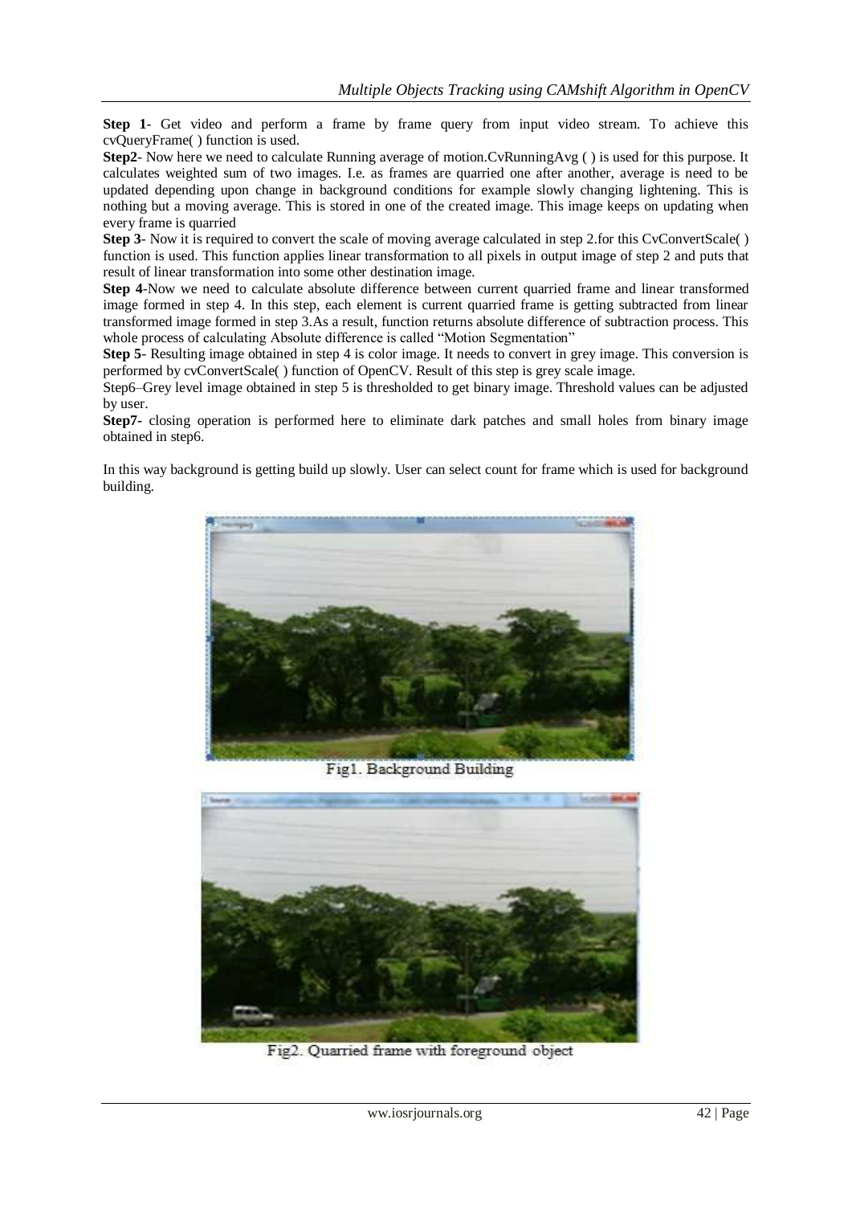**Step 1**- Get video and perform a frame by frame query from input video stream. To achieve this cvQueryFrame( ) function is used.

**Step2**- Now here we need to calculate Running average of motion.CvRunningAvg ( ) is used for this purpose. It calculates weighted sum of two images. I.e. as frames are quarried one after another, average is need to be updated depending upon change in background conditions for example slowly changing lightening. This is nothing but a moving average. This is stored in one of the created image. This image keeps on updating when every frame is quarried

**Step 3**- Now it is required to convert the scale of moving average calculated in step 2.for this CvConvertScale( ) function is used. This function applies linear transformation to all pixels in output image of step 2 and puts that result of linear transformation into some other destination image.

**Step 4**-Now we need to calculate absolute difference between current quarried frame and linear transformed image formed in step 4. In this step, each element is current quarried frame is getting subtracted from linear transformed image formed in step 3.As a result, function returns absolute difference of subtraction process. This whole process of calculating Absolute difference is called "Motion Segmentation"

**Step 5**- Resulting image obtained in step 4 is color image. It needs to convert in grey image. This conversion is performed by cvConvertScale( ) function of OpenCV. Result of this step is grey scale image.

Step6–Grey level image obtained in step 5 is thresholded to get binary image. Threshold values can be adjusted by user.

**Step7-** closing operation is performed here to eliminate dark patches and small holes from binary image obtained in step6.

In this way background is getting build up slowly. User can select count for frame which is used for background building.

Fig1. Background Building

Fig2. Quarried frame with foreground object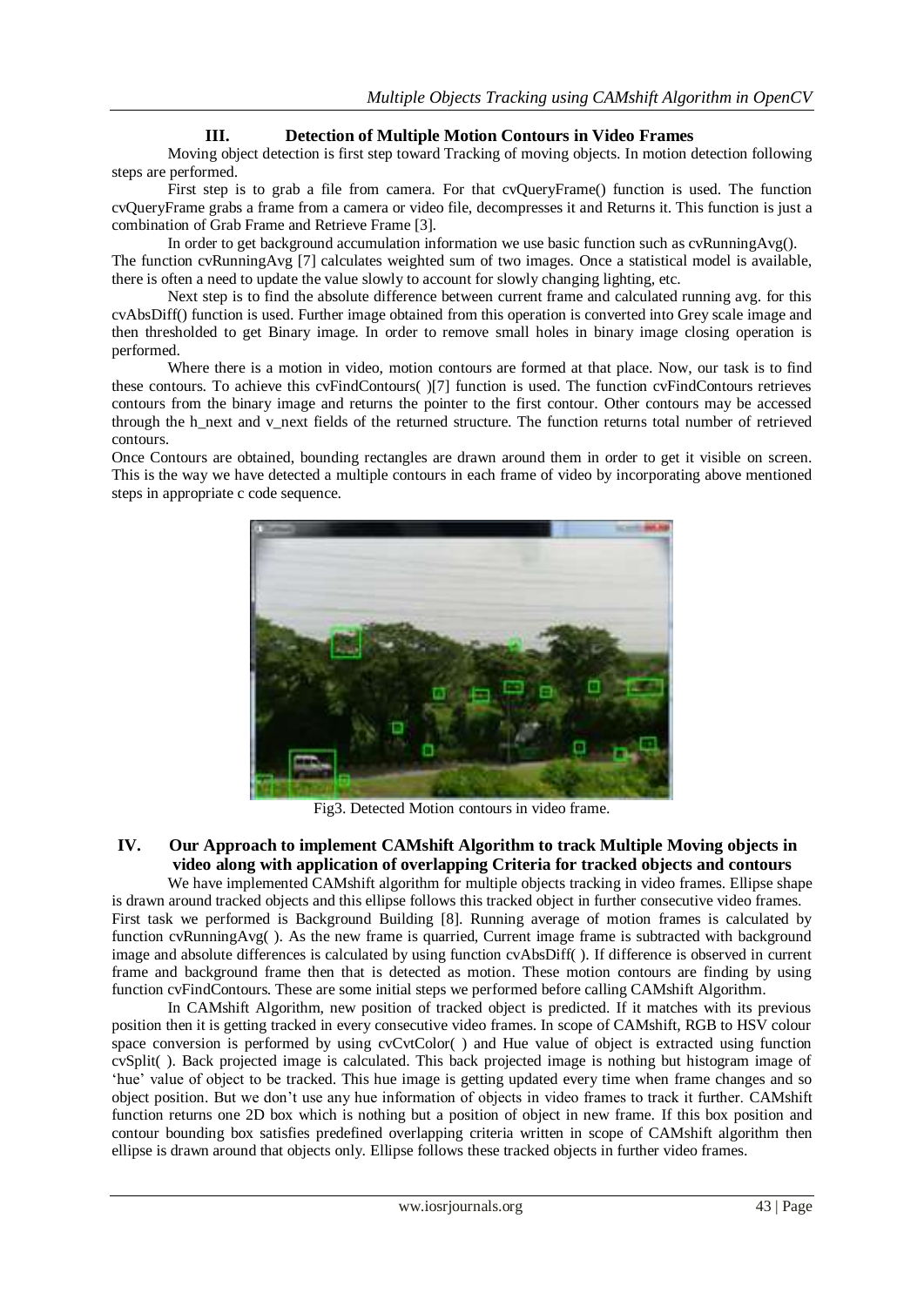## III. Detection of Multiple Motion Contours in Video Frames

Moving object detection is first step toward Tracking of moving objects. In motion detection following steps are performed.

First step is to grab a file from camera. For that cvQueryFrame() function is used. The function cvQueryFrame grabs a frame from a camera or video file, decompresses it and Returns it. This function is just a combination of Grab Frame and Retrieve Frame [3].

In order to get background accumulation information we use basic function such as cvRunningAvg(). The function cvRunningAvg [7] calculates weighted sum of two images. Once a statistical model is available, there is often a need to update the value slowly to account for slowly changing lighting, etc.

Next step is to find the absolute difference between current frame and calculated running avg. for this cvAbsDiff() function is used. Further image obtained from this operation is converted into Grey scale image and then thresholded to get Binary image. In order to remove small holes in binary image closing operation is performed.

Where there is a motion in video, motion contours are formed at that place. Now, our task is to find these contours. To achieve this cvFindContours( )[7] function is used. The function cvFindContours retrieves contours from the binary image and returns the pointer to the first contour. Other contours may be accessed through the h_next and v_next fields of the returned structure. The function returns total number of retrieved contours.

Once Contours are obtained, bounding rectangles are drawn around them in order to get it visible on screen. This is the way we have detected a multiple contours in each frame of video by incorporating above mentioned steps in appropriate c code sequence.

Fig3. Detected Motion contours in video frame.

## IV. Our Approach to implement CAMshift Algorithm to track Multiple Moving objects in video along with application of overlapping Criteria for tracked objects and contours

We have implemented CAMshift algorithm for multiple objects tracking in video frames. Ellipse shape is drawn around tracked objects and this ellipse follows this tracked object in further consecutive video frames. First task we performed is Background Building [8]. Running average of motion frames is calculated by function cvRunningAvg( ). As the new frame is quarried, Current image frame is subtracted with background image and absolute differences is calculated by using function cvAbsDiff( ). If difference is observed in current frame and background frame then that is detected as motion. These motion contours are finding by using function cvFindContours. These are some initial steps we performed before calling CAMshift Algorithm.

In CAMshift Algorithm, new position of tracked object is predicted. If it matches with its previous position then it is getting tracked in every consecutive video frames. In scope of CAMshift, RGB to HSV colour space conversion is performed by using cvCvtColor( ) and Hue value of object is extracted using function cvSplit( ). Back projected image is calculated. This back projected image is nothing but histogram image of 'hue' value of object to be tracked. This hue image is getting updated every time when frame changes and so object position. But we don't use any hue information of objects in video frames to track it further. CAMshift function returns one 2D box which is nothing but a position of object in new frame. If this box position and contour bounding box satisfies predefined overlapping criteria written in scope of CAMshift algorithm then ellipse is drawn around that objects only. Ellipse follows these tracked objects in further video frames.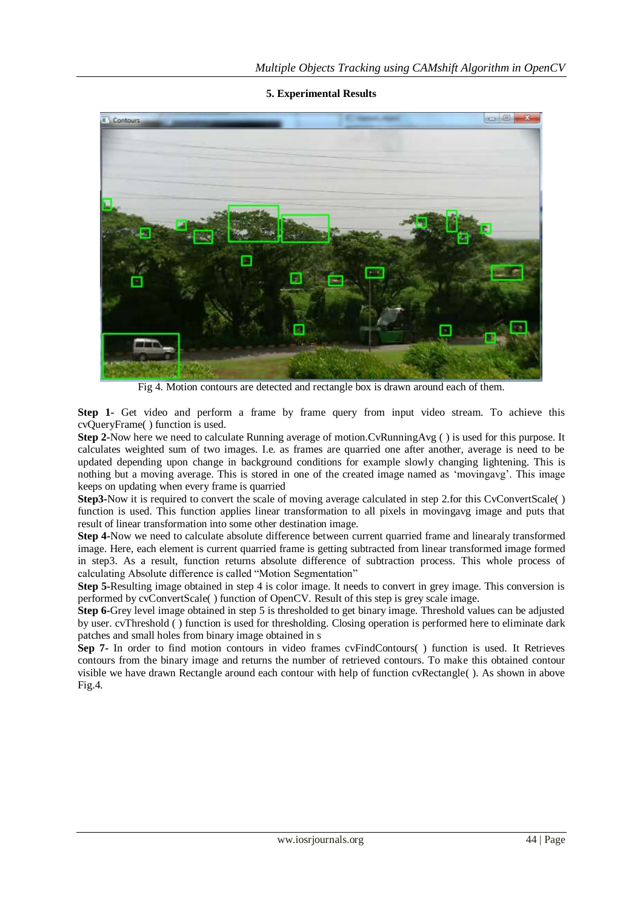## 5. Experimental Results

Fig 4. Motion contours are detected and rectangle box is drawn around each of them.

**Step 1-** Get video and perform a frame by frame query from input video stream. To achieve this cvQueryFrame( ) function is used.

**Step 2**-Now here we need to calculate Running average of motion.CvRunningAvg ( ) is used for this purpose. It calculates weighted sum of two images. I.e. as frames are quarried one after another, average is need to be updated depending upon change in background conditions for example slowly changing lightening. This is nothing but a moving average. This is stored in one of the created image named as 'movingavg'. This image keeps on updating when every frame is quarried

**Step3-**Now it is required to convert the scale of moving average calculated in step 2.for this CvConvertScale( ) function is used. This function applies linear transformation to all pixels in movingavg image and puts that result of linear transformation into some other destination image.

**Step 4**-Now we need to calculate absolute difference between current quarried frame and linearaly transformed image. Here, each element is current quarried frame is getting subtracted from linear transformed image formed in step3. As a result, function returns absolute difference of subtraction process. This whole process of calculating Absolute difference is called "Motion Segmentation"

**Step 5-**Resulting image obtained in step 4 is color image. It needs to convert in grey image. This conversion is performed by cvConvertScale( ) function of OpenCV. Result of this step is grey scale image.

**Step 6-**Grey level image obtained in step 5 is thresholded to get binary image. Threshold values can be adjusted by user. cvThreshold ( ) function is used for thresholding. Closing operation is performed here to eliminate dark patches and small holes from binary image obtained in s

**Sep 7-** In order to find motion contours in video frames cvFindContours( ) function is used. It Retrieves contours from the binary image and returns the number of retrieved contours. To make this obtained contour visible we have drawn Rectangle around each contour with help of function cvRectangle( ). As shown in above Fig.4.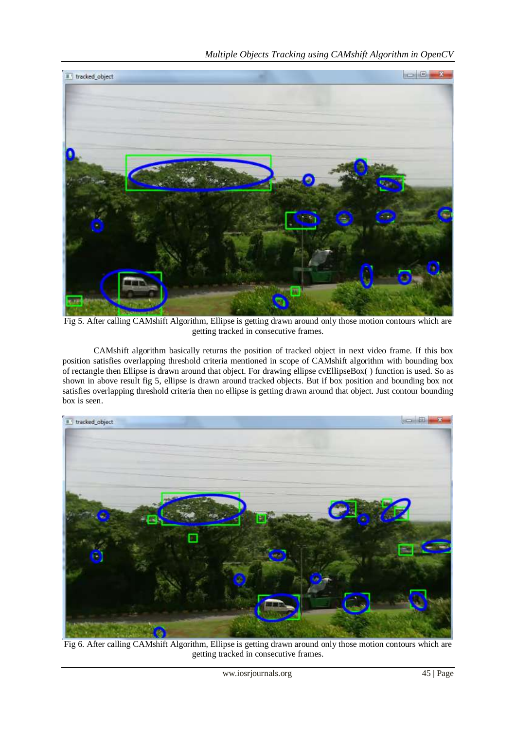Fig 5. After calling CAMshift Algorithm, Ellipse is getting drawn around only those motion contours which are getting tracked in consecutive frames.

CAMshift algorithm basically returns the position of tracked object in next video frame. If this box position satisfies overlapping threshold criteria mentioned in scope of CAMshift algorithm with bounding box of rectangle then Ellipse is drawn around that object. For drawing ellipse cvEllipseBox( ) function is used. So as shown in above result fig 5, ellipse is drawn around tracked objects. But if box position and bounding box not satisfies overlapping threshold criteria then no ellipse is getting drawn around that object. Just contour bounding box is seen.

Fig 6. After calling CAMshift Algorithm, Ellipse is getting drawn around only those motion contours which are getting tracked in consecutive frames.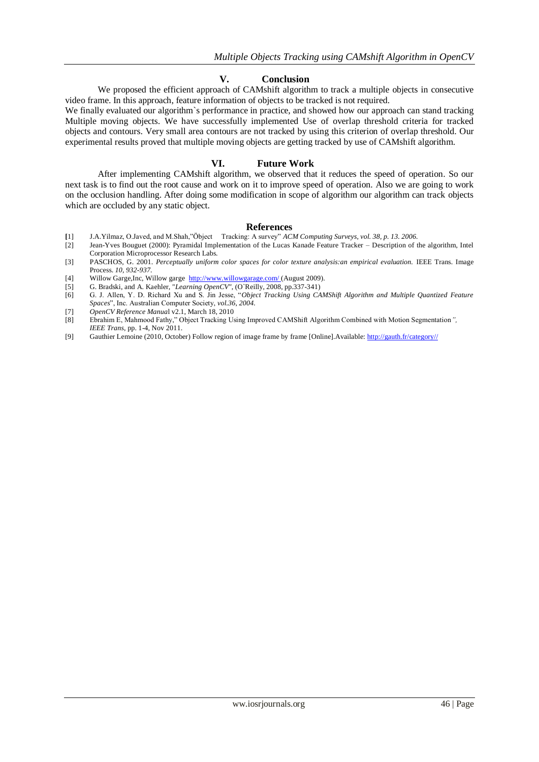## V. Conclusion

We proposed the efficient approach of CAMshift algorithm to track a multiple objects in consecutive video frame. In this approach, feature information of objects to be tracked is not required.

We finally evaluated our algorithm`s performance in practice, and showed how our approach can stand tracking Multiple moving objects. We have successfully implemented Use of overlap threshold criteria for tracked objects and contours. Very small area contours are not tracked by using this criterion of overlap threshold. Our experimental results proved that multiple moving objects are getting tracked by use of CAMshift algorithm.

## VI. Future Work

After implementing CAMshift algorithm, we observed that it reduces the speed of operation. So our next task is to find out the root cause and work on it to improve speed of operation. Also we are going to work on the occlusion handling. After doing some modification in scope of algorithm our algorithm can track objects which are occluded by any static object.

## References

[1] J.A.Yilmaz, O.Javed, and M.Shah,"Öbject Tracking: A survey" *ACM Computing Surveys, vol. 38, p. 13. 2006.*

[2] Jean-Yves Bouguet (2000): Pyramidal Implementation of the Lucas Kanade Feature Tracker – Description of the algorithm, Intel Corporation Microprocessor Research Labs.

[3] PASCHOS, G. 2001. *Perceptually uniform color spaces for color texture analysis:an empirical evaluation.* IEEE Trans. Image Process. *10, 932-937.*

[4] Willow Garge,Inc, Willow garge http://www.willowgarage.com/ (August 2009).

[5] G. Bradski, and A. Kaehler, "*Learning OpenCV*", (O`Reilly, 2008, pp.337-341)

[6] G. J. Allen, Y. D. Richard Xu and S. Jin Jesse, "*Object Tracking Using CAMShift Algorithm and Multiple Quantized Feature Spaces*", Inc. Australian Computer Society, *vol.36, 2004.*

[7] *OpenCV Reference Manua*l v2.1, March 18, 2010

[8] Ebrahim E, Mahmood Fathy," Object Tracking Using Improved CAMShift Algorithm Combined with Motion Segmentation*", IEEE Trans,* pp. 1-4, Nov 2011.

[9] Gauthier Lemoine (2010, October) Follow region of image frame by frame [Online].Available: http://gauth.fr/category//